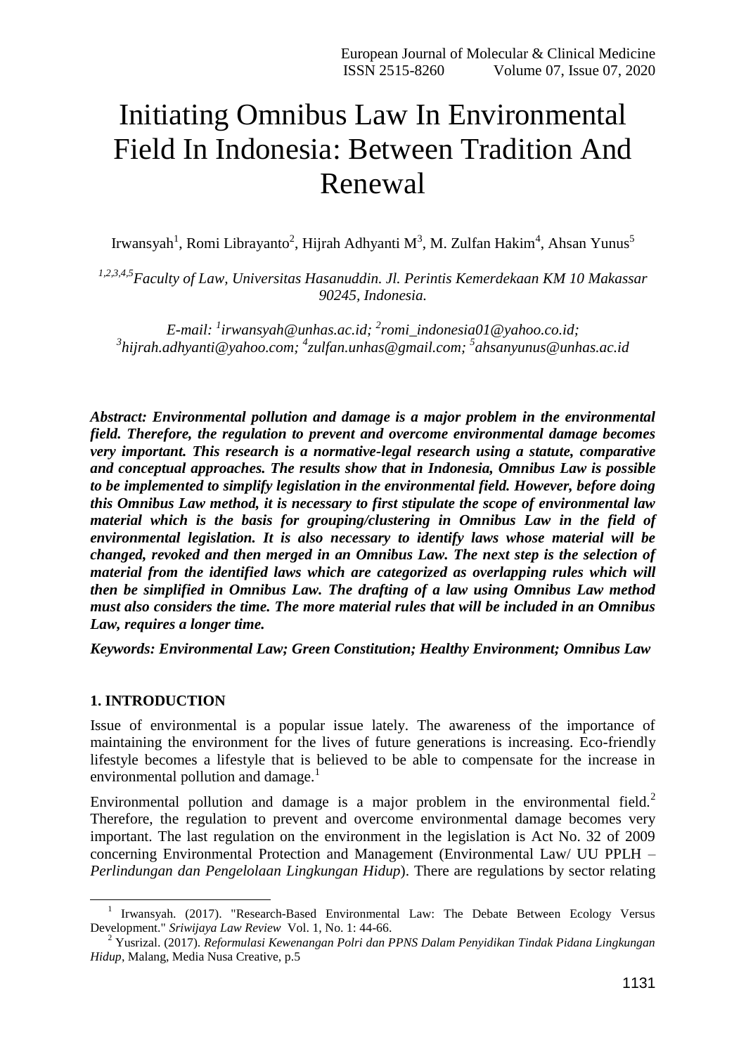# Initiating Omnibus Law In Environmental Field In Indonesia: Between Tradition And Renewal

Irwansyah[1], Romi Librayanto[2], Hijrah Adhyanti M[3], M. Zulfan Hakim[4], Ahsan Yunus[5]

*[1,2,3,4,5]Faculty of Law, Universitas Hasanuddin. Jl. Perintis Kemerdekaan KM 10 Makassar 90245, Indonesia.*

*E-mail: [1]irwansyah@unhas.ac.id; [2]romi_indonesia01@yahoo.co.id; [3]hijrah.adhyanti@yahoo.com; [4]zulfan.unhas@gmail.com; [5]ahsanyunus@unhas.ac.id*

***Abstract: Environmental pollution and damage is a major problem in the environmental field. Therefore, the regulation to prevent and overcome environmental damage becomes very important. This research is a normative-legal research using a statute, comparative and conceptual approaches. The results show that in Indonesia, Omnibus Law is possible to be implemented to simplify legislation in the environmental field. However, before doing this Omnibus Law method, it is necessary to first stipulate the scope of environmental law material which is the basis for grouping/clustering in Omnibus Law in the field of environmental legislation. It is also necessary to identify laws whose material will be changed, revoked and then merged in an Omnibus Law. The next step is the selection of material from the identified laws which are categorized as overlapping rules which will then be simplified in Omnibus Law. The drafting of a law using Omnibus Law method must also considers the time. The more material rules that will be included in an Omnibus Law, requires a longer time.***

***Keywords: Environmental Law; Green Constitution; Healthy Environment; Omnibus Law***

## 1. INTRODUCTION

Issue of environmental is a popular issue lately. The awareness of the importance of maintaining the environment for the lives of future generations is increasing. Eco-friendly lifestyle becomes a lifestyle that is believed to be able to compensate for the increase in environmental pollution and damage.[1]

Environmental pollution and damage is a major problem in the environmental field.[2] Therefore, the regulation to prevent and overcome environmental damage becomes very important. The last regulation on the environment in the legislation is Act No. 32 of 2009 concerning Environmental Protection and Management (Environmental Law/ UU PPLH – *Perlindungan dan Pengelolaan Lingkungan Hidup*). There are regulations by sector relating

---

[1] Irwansyah. (2017). "Research-Based Environmental Law: The Debate Between Ecology Versus Development." *Sriwijaya Law Review* Vol. 1, No. 1: 44-66.

[2] Yusrizal. (2017). *Reformulasi Kewenangan Polri dan PPNS Dalam Penyidikan Tindak Pidana Lingkungan Hidup*, Malang, Media Nusa Creative, p.5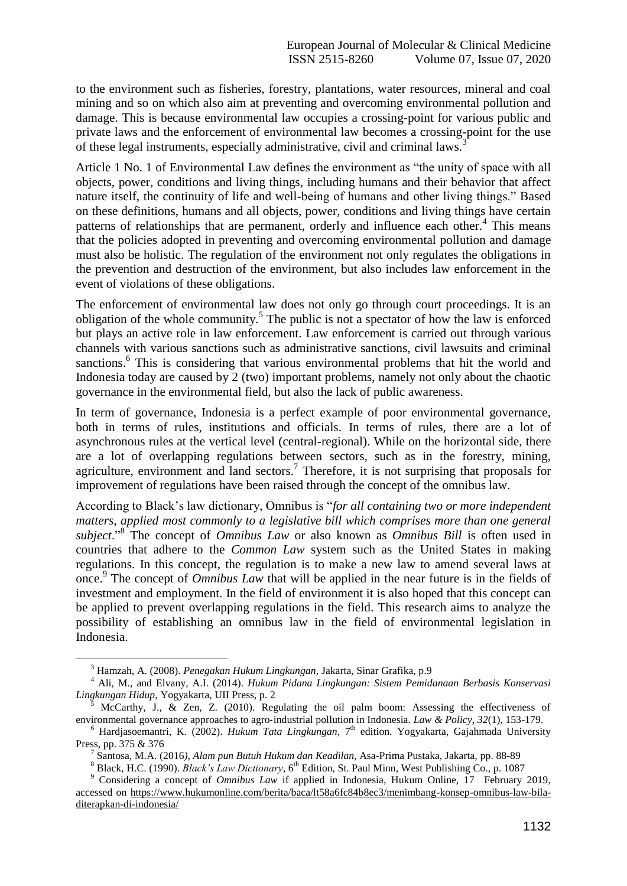to the environment such as fisheries, forestry, plantations, water resources, mineral and coal mining and so on which also aim at preventing and overcoming environmental pollution and damage. This is because environmental law occupies a crossing-point for various public and private laws and the enforcement of environmental law becomes a crossing-point for the use of these legal instruments, especially administrative, civil and criminal laws.[3]

Article 1 No. 1 of Environmental Law defines the environment as "the unity of space with all objects, power, conditions and living things, including humans and their behavior that affect nature itself, the continuity of life and well-being of humans and other living things." Based on these definitions, humans and all objects, power, conditions and living things have certain patterns of relationships that are permanent, orderly and influence each other.[4] This means that the policies adopted in preventing and overcoming environmental pollution and damage must also be holistic. The regulation of the environment not only regulates the obligations in the prevention and destruction of the environment, but also includes law enforcement in the event of violations of these obligations.

The enforcement of environmental law does not only go through court proceedings. It is an obligation of the whole community.[5] The public is not a spectator of how the law is enforced but plays an active role in law enforcement. Law enforcement is carried out through various channels with various sanctions such as administrative sanctions, civil lawsuits and criminal sanctions.[6] This is considering that various environmental problems that hit the world and Indonesia today are caused by 2 (two) important problems, namely not only about the chaotic governance in the environmental field, but also the lack of public awareness.

In term of governance, Indonesia is a perfect example of poor environmental governance, both in terms of rules, institutions and officials. In terms of rules, there are a lot of asynchronous rules at the vertical level (central-regional). While on the horizontal side, there are a lot of overlapping regulations between sectors, such as in the forestry, mining, agriculture, environment and land sectors.[7] Therefore, it is not surprising that proposals for improvement of regulations have been raised through the concept of the omnibus law.

According to Black's law dictionary, Omnibus is "*for all containing two or more independent matters, applied most commonly to a legislative bill which comprises more than one general subject*."[8] The concept of *Omnibus Law* or also known as *Omnibus Bill* is often used in countries that adhere to the *Common Law* system such as the United States in making regulations. In this concept, the regulation is to make a new law to amend several laws at once.[9] The concept of *Omnibus Law* that will be applied in the near future is in the fields of investment and employment. In the field of environment it is also hoped that this concept can be applied to prevent overlapping regulations in the field. This research aims to analyze the possibility of establishing an omnibus law in the field of environmental legislation in Indonesia.

---

[3] Hamzah, A. (2008). *Penegakan Hukum Lingkungan,* Jakarta, Sinar Grafika, p.9

[4] Ali, M., and Elvany, A.I. (2014). *Hukum Pidana Lingkungan: Sistem Pemidanaan Berbasis Konservasi Lingkungan Hidup,* Yogyakarta, UII Press, p. 2

[5] McCarthy, J., & Zen, Z. (2010). Regulating the oil palm boom: Assessing the effectiveness of environmental governance approaches to agro-industrial pollution in Indonesia. *Law & Policy, 32*(1), 153-179.

[6] Hardjasoemantri, K. (2002). *Hukum Tata Lingkungan,* 7th edition. Yogyakarta, Gajahmada University Press, pp. 375 & 376

[7] Santosa, M.A. (2016*), Alam pun Butuh Hukum dan Keadilan,* Asa-Prima Pustaka, Jakarta, pp. 88-89

[8] Black, H.C. (1990). *Black's Law Dictionary*, 6th Edition, St. Paul Minn, West Publishing Co., p. 1087

[9] Considering a concept of *Omnibus Law* if applied in Indonesia, Hukum Online, 17 February 2019, accessed on https://www.hukumonline.com/berita/baca/lt58a6fc84b8ec3/menimbang-konsep-omnibus-law-bila-diterapkan-di-indonesia/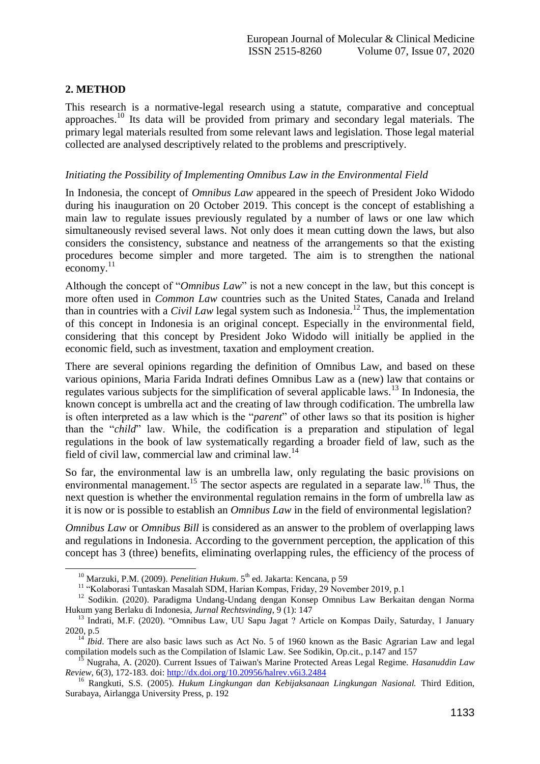## 2. METHOD

This research is a normative-legal research using a statute, comparative and conceptual approaches.[10] Its data will be provided from primary and secondary legal materials. The primary legal materials resulted from some relevant laws and legislation. Those legal material collected are analysed descriptively related to the problems and prescriptively.

*Initiating the Possibility of Implementing Omnibus Law in the Environmental Field*

In Indonesia, the concept of *Omnibus Law* appeared in the speech of President Joko Widodo during his inauguration on 20 October 2019. This concept is the concept of establishing a main law to regulate issues previously regulated by a number of laws or one law which simultaneously revised several laws. Not only does it mean cutting down the laws, but also considers the consistency, substance and neatness of the arrangements so that the existing procedures become simpler and more targeted. The aim is to strengthen the national economy.[11]

Although the concept of "*Omnibus Law*" is not a new concept in the law, but this concept is more often used in *Common Law* countries such as the United States, Canada and Ireland than in countries with a *Civil Law* legal system such as Indonesia.[12] Thus, the implementation of this concept in Indonesia is an original concept. Especially in the environmental field, considering that this concept by President Joko Widodo will initially be applied in the economic field, such as investment, taxation and employment creation.

There are several opinions regarding the definition of Omnibus Law, and based on these various opinions, Maria Farida Indrati defines Omnibus Law as a (new) law that contains or regulates various subjects for the simplification of several applicable laws.[13] In Indonesia, the known concept is umbrella act and the creating of law through codification. The umbrella law is often interpreted as a law which is the "*parent*" of other laws so that its position is higher than the "*child*" law. While, the codification is a preparation and stipulation of legal regulations in the book of law systematically regarding a broader field of law, such as the field of civil law, commercial law and criminal law.[14]

So far, the environmental law is an umbrella law, only regulating the basic provisions on environmental management.[15] The sector aspects are regulated in a separate law.[16] Thus, the next question is whether the environmental regulation remains in the form of umbrella law as it is now or is possible to establish an *Omnibus Law* in the field of environmental legislation?

*Omnibus Law* or *Omnibus Bill* is considered as an answer to the problem of overlapping laws and regulations in Indonesia. According to the government perception, the application of this concept has 3 (three) benefits, eliminating overlapping rules, the efficiency of the process of

---

[10] Marzuki, P.M. (2009). *Penelitian Hukum*. 5th ed. Jakarta: Kencana, p 59

[11] "Kolaborasi Tuntaskan Masalah SDM, Harian Kompas, Friday, 29 November 2019, p.1

[12] Sodikin. (2020). Paradigma Undang-Undang dengan Konsep Omnibus Law Berkaitan dengan Norma Hukum yang Berlaku di Indonesia, *Jurnal Rechtsvinding*, 9 (1): 147

[13] Indrati, M.F. (2020). "Omnibus Law, UU Sapu Jagat ? Article on Kompas Daily, Saturday, 1 January 2020, p.5

[14] *Ibid*. There are also basic laws such as Act No. 5 of 1960 known as the Basic Agrarian Law and legal compilation models such as the Compilation of Islamic Law. See Sodikin, Op.cit., p.147 and 157

[15] Nugraha, A. (2020). Current Issues of Taiwan's Marine Protected Areas Legal Regime. *Hasanuddin Law Review*, 6(3), 172-183. doi: http://dx.doi.org/10.20956/halrev.v6i3.2484

[16] Rangkuti, S.S. (2005). *Hukum Lingkungan dan Kebijaksanaan Lingkungan Nasional.* Third Edition, Surabaya, Airlangga University Press, p. 192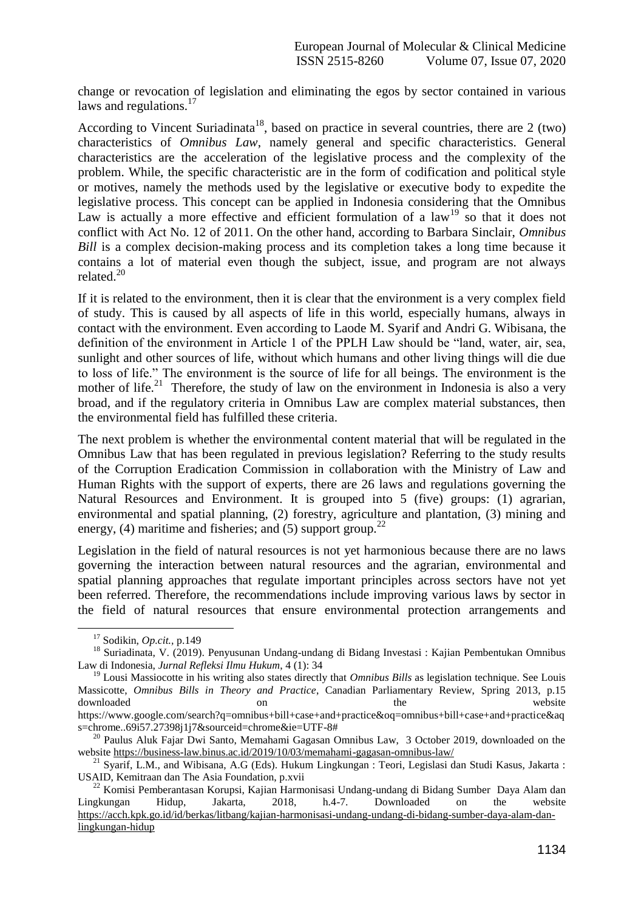change or revocation of legislation and eliminating the egos by sector contained in various laws and regulations.[17]

According to Vincent Suriadinata[18], based on practice in several countries, there are 2 (two) characteristics of *Omnibus Law*, namely general and specific characteristics. General characteristics are the acceleration of the legislative process and the complexity of the problem. While, the specific characteristic are in the form of codification and political style or motives, namely the methods used by the legislative or executive body to expedite the legislative process. This concept can be applied in Indonesia considering that the Omnibus Law is actually a more effective and efficient formulation of a law[19] so that it does not conflict with Act No. 12 of 2011. On the other hand, according to Barbara Sinclair, *Omnibus Bill* is a complex decision-making process and its completion takes a long time because it contains a lot of material even though the subject, issue, and program are not always related.[20]

If it is related to the environment, then it is clear that the environment is a very complex field of study. This is caused by all aspects of life in this world, especially humans, always in contact with the environment. Even according to Laode M. Syarif and Andri G. Wibisana, the definition of the environment in Article 1 of the PPLH Law should be "land, water, air, sea, sunlight and other sources of life, without which humans and other living things will die due to loss of life." The environment is the source of life for all beings. The environment is the mother of life.[21] Therefore, the study of law on the environment in Indonesia is also a very broad, and if the regulatory criteria in Omnibus Law are complex material substances, then the environmental field has fulfilled these criteria.

The next problem is whether the environmental content material that will be regulated in the Omnibus Law that has been regulated in previous legislation? Referring to the study results of the Corruption Eradication Commission in collaboration with the Ministry of Law and Human Rights with the support of experts, there are 26 laws and regulations governing the Natural Resources and Environment. It is grouped into 5 (five) groups: (1) agrarian, environmental and spatial planning, (2) forestry, agriculture and plantation, (3) mining and energy, (4) maritime and fisheries; and (5) support group.[22]

Legislation in the field of natural resources is not yet harmonious because there are no laws governing the interaction between natural resources and the agrarian, environmental and spatial planning approaches that regulate important principles across sectors have not yet been referred. Therefore, the recommendations include improving various laws by sector in the field of natural resources that ensure environmental protection arrangements and

---

[17] Sodikin, *Op.cit.*, p.149

[18] Suriadinata, V. (2019). Penyusunan Undang-undang di Bidang Investasi : Kajian Pembentukan Omnibus Law di Indonesia, *Jurnal Refleksi Ilmu Hukum*, 4 (1): 34

[19] Lousi Massiocotte in his writing also states directly that *Omnibus Bills* as legislation technique. See Louis Massicotte, *Omnibus Bills in Theory and Practice*, Canadian Parliamentary Review, Spring 2013, p.15 downloaded on the website https://www.google.com/search?q=omnibus+bill+case+and+practice&oq=omnibus+bill+case+and+practice&aqs=chrome..69i57.27398j1j7&sourceid=chrome&ie=UTF-8#

[20] Paulus Aluk Fajar Dwi Santo, Memahami Gagasan Omnibus Law, 3 October 2019, downloaded on the website https://business-law.binus.ac.id/2019/10/03/memahami-gagasan-omnibus-law/

[21] Syarif, L.M., and Wibisana, A.G (Eds). Hukum Lingkungan : Teori, Legislasi dan Studi Kasus, Jakarta : USAID, Kemitraan dan The Asia Foundation, p.xvii

[22] Komisi Pemberantasan Korupsi, Kajian Harmonisasi Undang-undang di Bidang Sumber Daya Alam dan Lingkungan Hidup, Jakarta, 2018, h.4-7. Downloaded on the website https://acch.kpk.go.id/id/berkas/litbang/kajian-harmonisasi-undang-undang-di-bidang-sumber-daya-alam-dan-lingkungan-hidup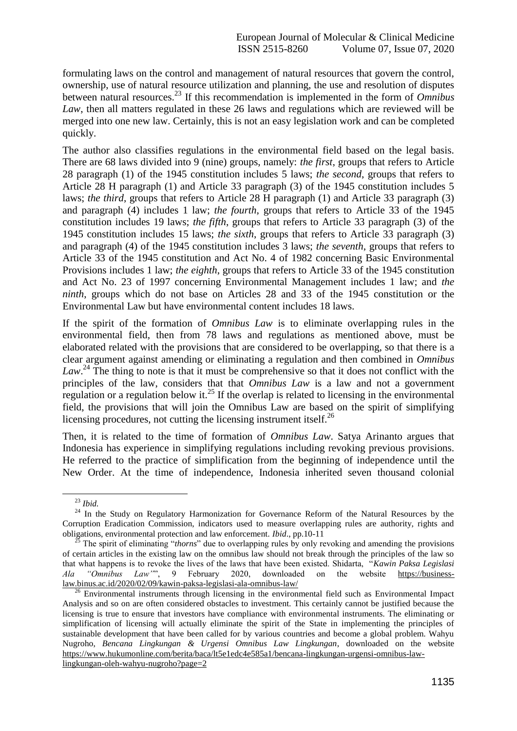formulating laws on the control and management of natural resources that govern the control, ownership, use of natural resource utilization and planning, the use and resolution of disputes between natural resources.[23] If this recommendation is implemented in the form of *Omnibus Law*, then all matters regulated in these 26 laws and regulations which are reviewed will be merged into one new law. Certainly, this is not an easy legislation work and can be completed quickly.

The author also classifies regulations in the environmental field based on the legal basis. There are 68 laws divided into 9 (nine) groups, namely: *the first*, groups that refers to Article 28 paragraph (1) of the 1945 constitution includes 5 laws; *the second*, groups that refers to Article 28 H paragraph (1) and Article 33 paragraph (3) of the 1945 constitution includes 5 laws; *the third*, groups that refers to Article 28 H paragraph (1) and Article 33 paragraph (3) and paragraph (4) includes 1 law; *the fourth*, groups that refers to Article 33 of the 1945 constitution includes 19 laws; *the fifth*, groups that refers to Article 33 paragraph (3) of the 1945 constitution includes 15 laws; *the sixth*, groups that refers to Article 33 paragraph (3) and paragraph (4) of the 1945 constitution includes 3 laws; *the seventh*, groups that refers to Article 33 of the 1945 constitution and Act No. 4 of 1982 concerning Basic Environmental Provisions includes 1 law; *the eighth*, groups that refers to Article 33 of the 1945 constitution and Act No. 23 of 1997 concerning Environmental Management includes 1 law; and *the ninth*, groups which do not base on Articles 28 and 33 of the 1945 constitution or the Environmental Law but have environmental content includes 18 laws.

If the spirit of the formation of *Omnibus Law* is to eliminate overlapping rules in the environmental field, then from 78 laws and regulations as mentioned above, must be elaborated related with the provisions that are considered to be overlapping, so that there is a clear argument against amending or eliminating a regulation and then combined in *Omnibus Law*.[24] The thing to note is that it must be comprehensive so that it does not conflict with the principles of the law, considers that that *Omnibus Law* is a law and not a government regulation or a regulation below it.[25] If the overlap is related to licensing in the environmental field, the provisions that will join the Omnibus Law are based on the spirit of simplifying licensing procedures, not cutting the licensing instrument itself.[26]

Then, it is related to the time of formation of *Omnibus Law*. Satya Arinanto argues that Indonesia has experience in simplifying regulations including revoking previous provisions. He referred to the practice of simplification from the beginning of independence until the New Order. At the time of independence, Indonesia inherited seven thousand colonial

---

[23] *Ibid.*

[24] In the Study on Regulatory Harmonization for Governance Reform of the Natural Resources by the Corruption Eradication Commission, indicators used to measure overlapping rules are authority, rights and obligations, environmental protection and law enforcement. *Ibid*., pp.10-11

[25] The spirit of eliminating "*thorns*" due to overlapping rules by only revoking and amending the provisions of certain articles in the existing law on the omnibus law should not break through the principles of the law so that what happens is to revoke the lives of the laws that have been existed. Shidarta, "*Kawin Paksa Legislasi Ala "Omnibus Law"*", 9 February 2020, downloaded on the website https://business-law.binus.ac.id/2020/02/09/kawin-paksa-legislasi-ala-omnibus-law/

[26] Environmental instruments through licensing in the environmental field such as Environmental Impact Analysis and so on are often considered obstacles to investment. This certainly cannot be justified because the licensing is true to ensure that investors have compliance with environmental instruments. The eliminating or simplification of licensing will actually eliminate the spirit of the State in implementing the principles of sustainable development that have been called for by various countries and become a global problem. Wahyu Nugroho, *Bencana Lingkungan & Urgensi Omnibus Law Lingkungan*, downloaded on the website https://www.hukumonline.com/berita/baca/lt5e1edc4e585a1/bencana-lingkungan-urgensi-omnibus-law-lingkungan-oleh-wahyu-nugroho?page=2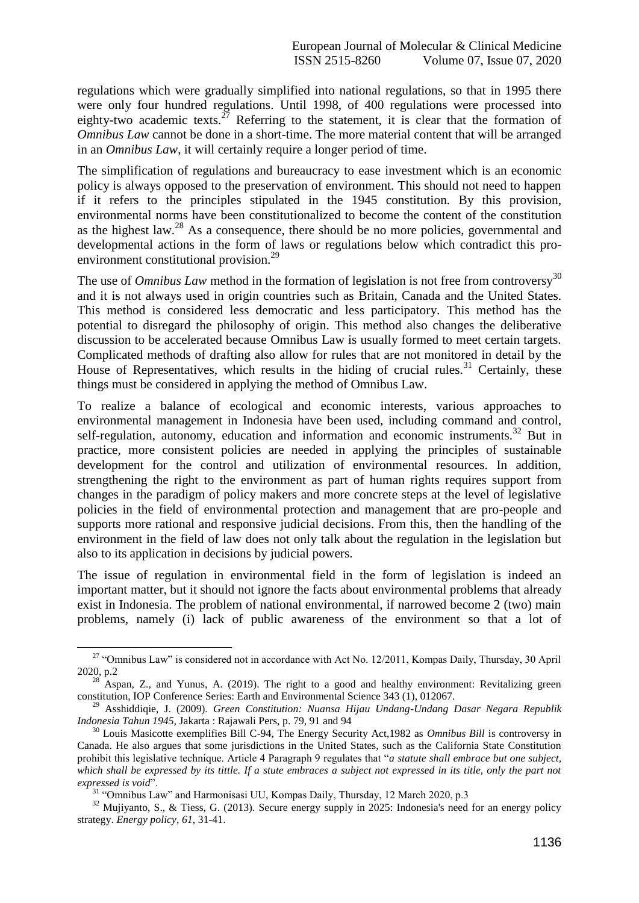regulations which were gradually simplified into national regulations, so that in 1995 there were only four hundred regulations. Until 1998, of 400 regulations were processed into eighty-two academic texts.[27] Referring to the statement, it is clear that the formation of *Omnibus Law* cannot be done in a short-time. The more material content that will be arranged in an *Omnibus Law*, it will certainly require a longer period of time.

The simplification of regulations and bureaucracy to ease investment which is an economic policy is always opposed to the preservation of environment. This should not need to happen if it refers to the principles stipulated in the 1945 constitution. By this provision, environmental norms have been constitutionalized to become the content of the constitution as the highest law.[28] As a consequence, there should be no more policies, governmental and developmental actions in the form of laws or regulations below which contradict this pro-environment constitutional provision.[29]

The use of *Omnibus Law* method in the formation of legislation is not free from controversy[30] and it is not always used in origin countries such as Britain, Canada and the United States. This method is considered less democratic and less participatory. This method has the potential to disregard the philosophy of origin. This method also changes the deliberative discussion to be accelerated because Omnibus Law is usually formed to meet certain targets. Complicated methods of drafting also allow for rules that are not monitored in detail by the House of Representatives, which results in the hiding of crucial rules.[31] Certainly, these things must be considered in applying the method of Omnibus Law.

To realize a balance of ecological and economic interests, various approaches to environmental management in Indonesia have been used, including command and control, self-regulation, autonomy, education and information and economic instruments.[32] But in practice, more consistent policies are needed in applying the principles of sustainable development for the control and utilization of environmental resources. In addition, strengthening the right to the environment as part of human rights requires support from changes in the paradigm of policy makers and more concrete steps at the level of legislative policies in the field of environmental protection and management that are pro-people and supports more rational and responsive judicial decisions. From this, then the handling of the environment in the field of law does not only talk about the regulation in the legislation but also to its application in decisions by judicial powers.

The issue of regulation in environmental field in the form of legislation is indeed an important matter, but it should not ignore the facts about environmental problems that already exist in Indonesia. The problem of national environmental, if narrowed become 2 (two) main problems, namely (i) lack of public awareness of the environment so that a lot of

---

[27] "Omnibus Law" is considered not in accordance with Act No. 12/2011, Kompas Daily, Thursday, 30 April 2020, p.2

[28] Aspan, Z., and Yunus, A. (2019). The right to a good and healthy environment: Revitalizing green constitution, IOP Conference Series: Earth and Environmental Science 343 (1), 012067.

[29] Asshiddiqie, J. (2009). *Green Constitution: Nuansa Hijau Undang-Undang Dasar Negara Republik Indonesia Tahun 1945*, Jakarta : Rajawali Pers, p. 79, 91 and 94

[30] Louis Masicotte exemplifies Bill C-94, The Energy Security Act,1982 as *Omnibus Bill* is controversy in Canada. He also argues that some jurisdictions in the United States, such as the California State Constitution prohibit this legislative technique. Article 4 Paragraph 9 regulates that "*a statute shall embrace but one subject, which shall be expressed by its tittle. If a stute embraces a subject not expressed in its title, only the part not expressed is void*".

[31] "Omnibus Law" and Harmonisasi UU, Kompas Daily, Thursday, 12 March 2020, p.3

[32] Mujiyanto, S., & Tiess, G. (2013). Secure energy supply in 2025: Indonesia's need for an energy policy strategy. *Energy policy*, *61*, 31-41.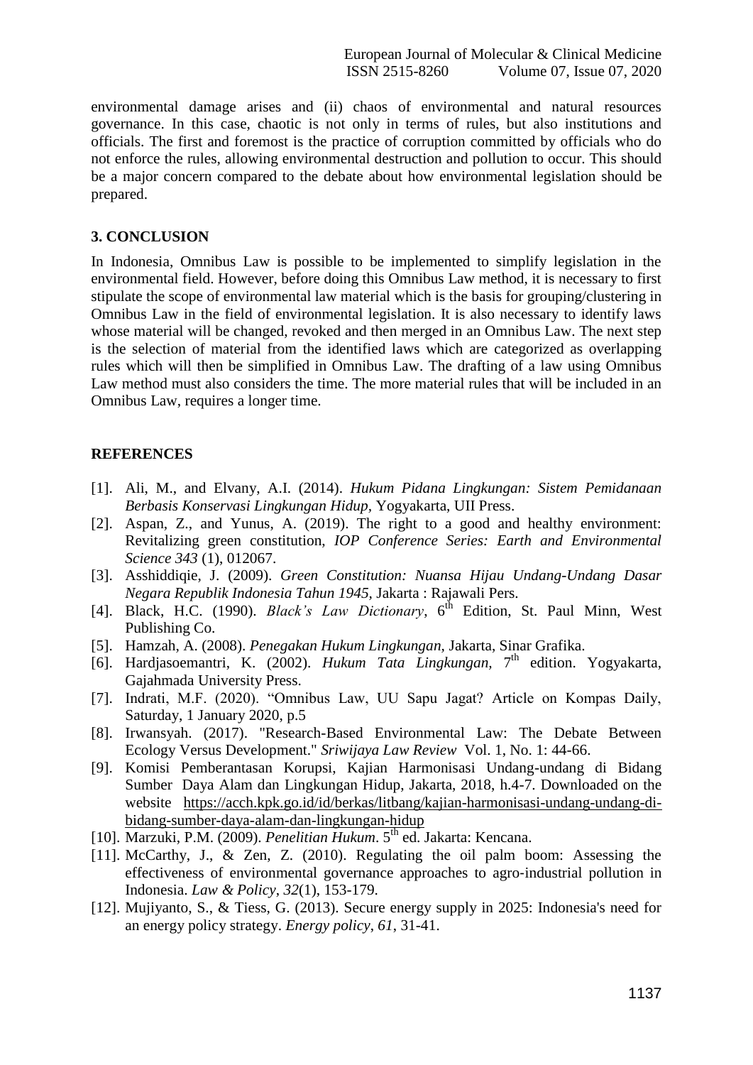environmental damage arises and (ii) chaos of environmental and natural resources governance. In this case, chaotic is not only in terms of rules, but also institutions and officials. The first and foremost is the practice of corruption committed by officials who do not enforce the rules, allowing environmental destruction and pollution to occur. This should be a major concern compared to the debate about how environmental legislation should be prepared.

## 3. CONCLUSION

In Indonesia, Omnibus Law is possible to be implemented to simplify legislation in the environmental field. However, before doing this Omnibus Law method, it is necessary to first stipulate the scope of environmental law material which is the basis for grouping/clustering in Omnibus Law in the field of environmental legislation. It is also necessary to identify laws whose material will be changed, revoked and then merged in an Omnibus Law. The next step is the selection of material from the identified laws which are categorized as overlapping rules which will then be simplified in Omnibus Law. The drafting of a law using Omnibus Law method must also considers the time. The more material rules that will be included in an Omnibus Law, requires a longer time.

## REFERENCES

[1]. Ali, M., and Elvany, A.I. (2014). *Hukum Pidana Lingkungan: Sistem Pemidanaan Berbasis Konservasi Lingkungan Hidup,* Yogyakarta, UII Press.

[2]. Aspan, Z., and Yunus, A. (2019). The right to a good and healthy environment: Revitalizing green constitution, *IOP Conference Series: Earth and Environmental Science 343* (1), 012067.

[3]. Asshiddiqie, J. (2009). *Green Constitution: Nuansa Hijau Undang-Undang Dasar Negara Republik Indonesia Tahun 1945,* Jakarta : Rajawali Pers.

[4]. Black, H.C. (1990). *Black's Law Dictionary*, 6th Edition, St. Paul Minn, West Publishing Co.

[5]. Hamzah, A. (2008). *Penegakan Hukum Lingkungan,* Jakarta, Sinar Grafika.

[6]. Hardjasoemantri, K. (2002). *Hukum Tata Lingkungan,* 7th edition. Yogyakarta, Gajahmada University Press.

[7]. Indrati, M.F. (2020). "Omnibus Law, UU Sapu Jagat? Article on Kompas Daily, Saturday, 1 January 2020, p.5

[8]. Irwansyah. (2017). "Research-Based Environmental Law: The Debate Between Ecology Versus Development." *Sriwijaya Law Review* Vol. 1, No. 1: 44-66.

[9]. Komisi Pemberantasan Korupsi, Kajian Harmonisasi Undang-undang di Bidang Sumber Daya Alam dan Lingkungan Hidup, Jakarta, 2018, h.4-7. Downloaded on the website https://acch.kpk.go.id/id/berkas/litbang/kajian-harmonisasi-undang-undang-di-bidang-sumber-daya-alam-dan-lingkungan-hidup

[10]. Marzuki, P.M. (2009). *Penelitian Hukum*. 5th ed. Jakarta: Kencana.

[11]. McCarthy, J., & Zen, Z. (2010). Regulating the oil palm boom: Assessing the effectiveness of environmental governance approaches to agro-industrial pollution in Indonesia. *Law & Policy*, *32*(1), 153-179.

[12]. Mujiyanto, S., & Tiess, G. (2013). Secure energy supply in 2025: Indonesia's need for an energy policy strategy. *Energy policy*, *61*, 31-41.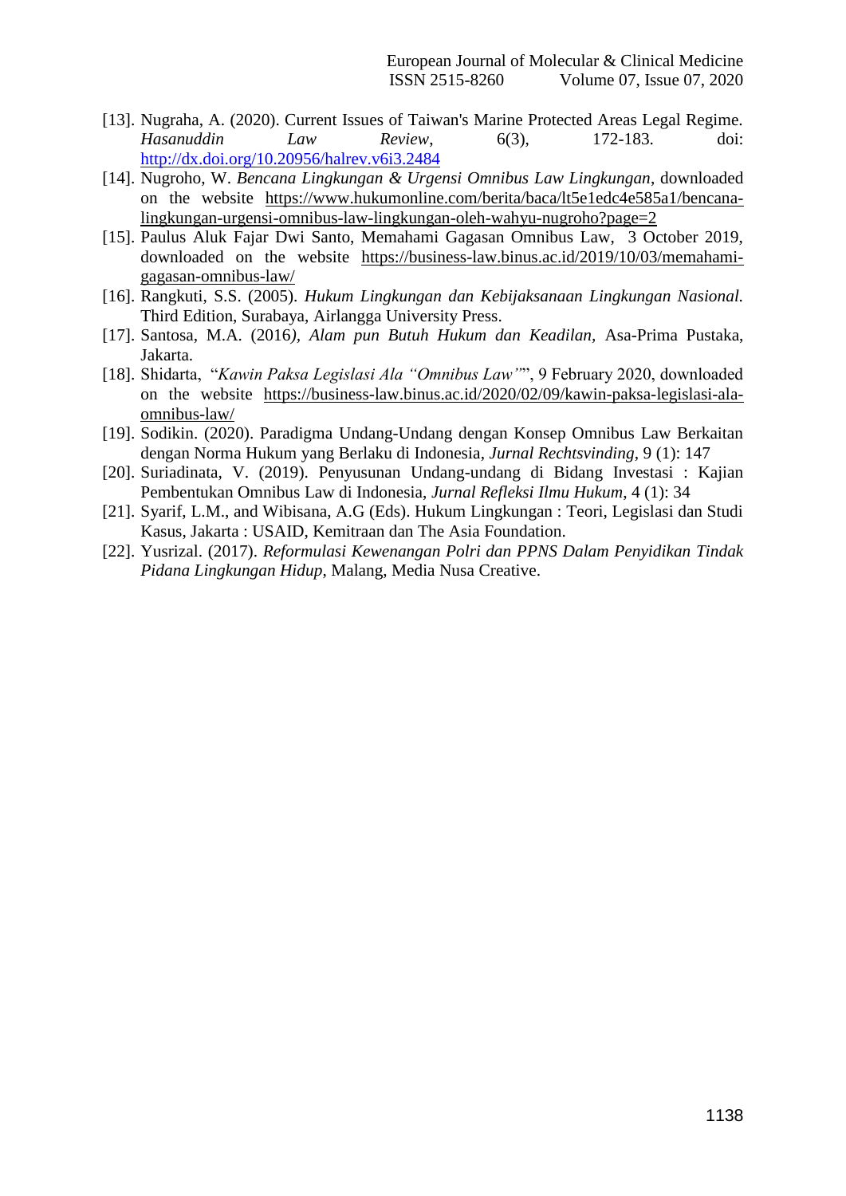[13]. Nugraha, A. (2020). Current Issues of Taiwan's Marine Protected Areas Legal Regime. *Hasanuddin Law Review*, 6(3), 172-183. doi: http://dx.doi.org/10.20956/halrev.v6i3.2484

[14]. Nugroho, W. *Bencana Lingkungan & Urgensi Omnibus Law Lingkungan*, downloaded on the website https://www.hukumonline.com/berita/baca/lt5e1edc4e585a1/bencana-lingkungan-urgensi-omnibus-law-lingkungan-oleh-wahyu-nugroho?page=2

[15]. Paulus Aluk Fajar Dwi Santo, Memahami Gagasan Omnibus Law, 3 October 2019, downloaded on the website https://business-law.binus.ac.id/2019/10/03/memahami-gagasan-omnibus-law/

[16]. Rangkuti, S.S. (2005). *Hukum Lingkungan dan Kebijaksanaan Lingkungan Nasional.* Third Edition, Surabaya, Airlangga University Press.

[17]. Santosa, M.A. (2016*), Alam pun Butuh Hukum dan Keadilan,* Asa-Prima Pustaka, Jakarta.

[18]. Shidarta, "*Kawin Paksa Legislasi Ala "Omnibus Law"*", 9 February 2020, downloaded on the website https://business-law.binus.ac.id/2020/02/09/kawin-paksa-legislasi-ala-omnibus-law/

[19]. Sodikin. (2020). Paradigma Undang-Undang dengan Konsep Omnibus Law Berkaitan dengan Norma Hukum yang Berlaku di Indonesia, *Jurnal Rechtsvinding*, 9 (1): 147

[20]. Suriadinata, V. (2019). Penyusunan Undang-undang di Bidang Investasi : Kajian Pembentukan Omnibus Law di Indonesia, *Jurnal Refleksi Ilmu Hukum*, 4 (1): 34

[21]. Syarif, L.M., and Wibisana, A.G (Eds). Hukum Lingkungan : Teori, Legislasi dan Studi Kasus, Jakarta : USAID, Kemitraan dan The Asia Foundation.

[22]. Yusrizal. (2017). *Reformulasi Kewenangan Polri dan PPNS Dalam Penyidikan Tindak Pidana Lingkungan Hidup*, Malang, Media Nusa Creative.